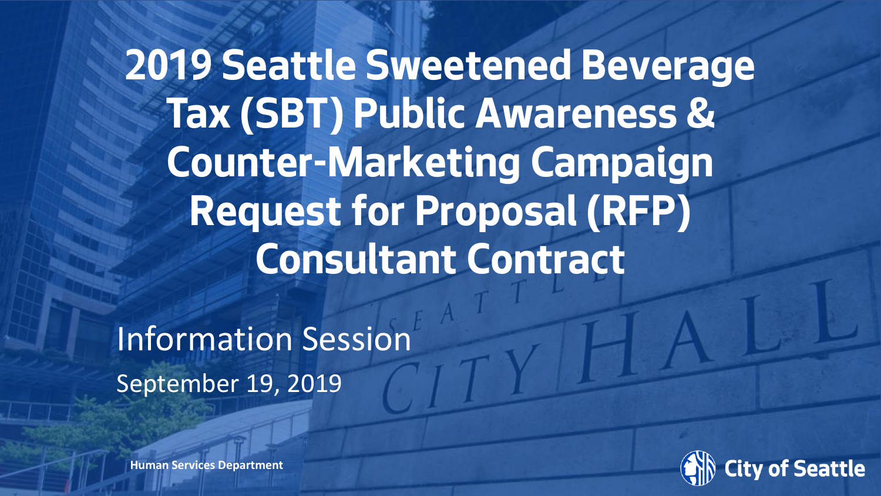# 2019 Seattle Sweetened Beverage Tax (SBT) Public Awareness & Counter-Marketing Campaign Request for Proposal (RFP) Consultant Contract

Information Session

September 19, 2019

**Human Services Department**

**City of Seattle**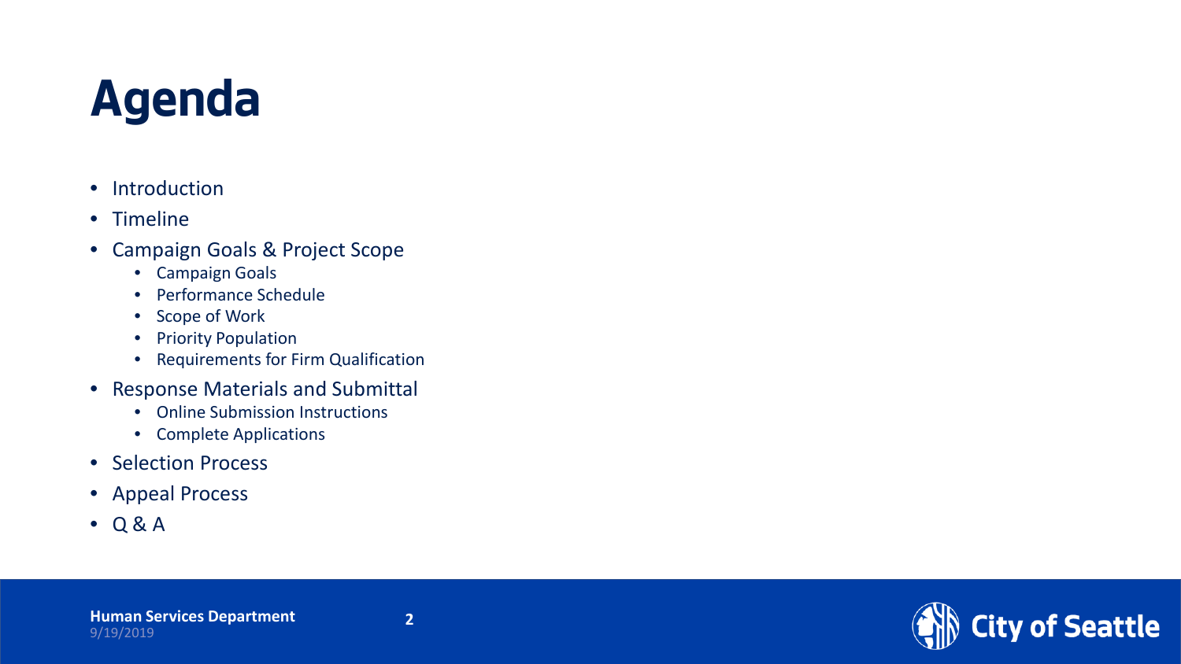# Agenda

- Introduction
- Timeline
- Campaign Goals & Project Scope
  - Campaign Goals
  - Performance Schedule
  - Scope of Work
  - Priority Population
  - Requirements for Firm Qualification
- Response Materials and Submittal
  - Online Submission Instructions
  - Complete Applications
- Selection Process
- Appeal Process
- Q & A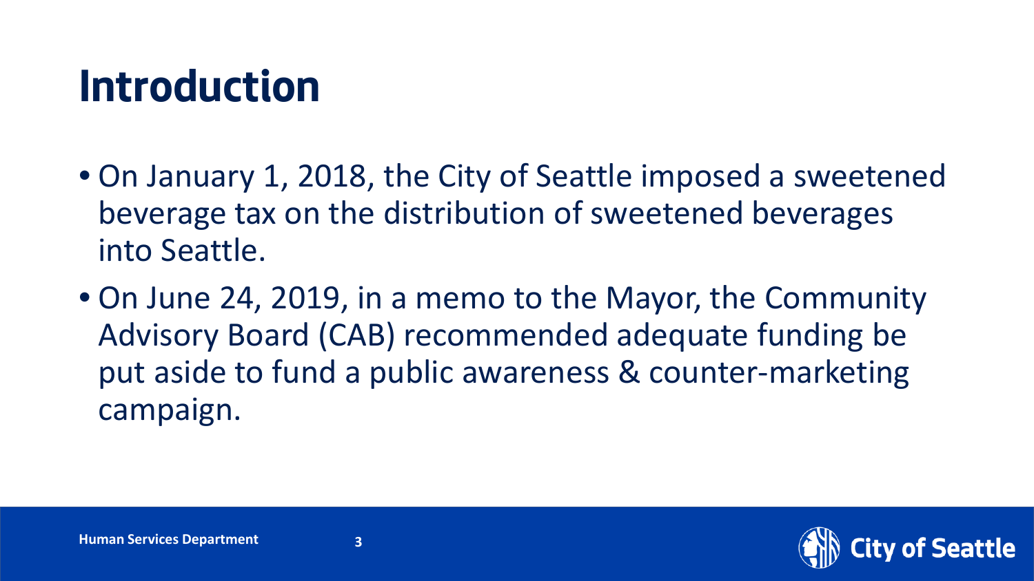# Introduction

- On January 1, 2018, the City of Seattle imposed a sweetened beverage tax on the distribution of sweetened beverages into Seattle.
- On June 24, 2019, in a memo to the Mayor, the Community Advisory Board (CAB) recommended adequate funding be put aside to fund a public awareness & counter-marketing campaign.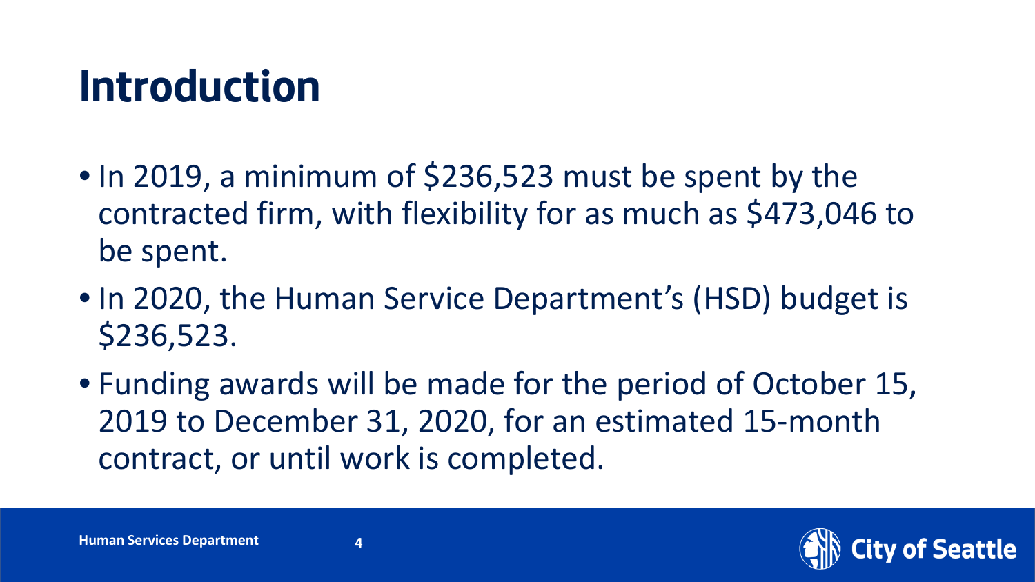# Introduction

- In 2019, a minimum of $236,523 must be spent by the contracted firm, with flexibility for as much as $473,046 to be spent.
- In 2020, the Human Service Department's (HSD) budget is $236,523.
- Funding awards will be made for the period of October 15, 2019 to December 31, 2020, for an estimated 15-month contract, or until work is completed.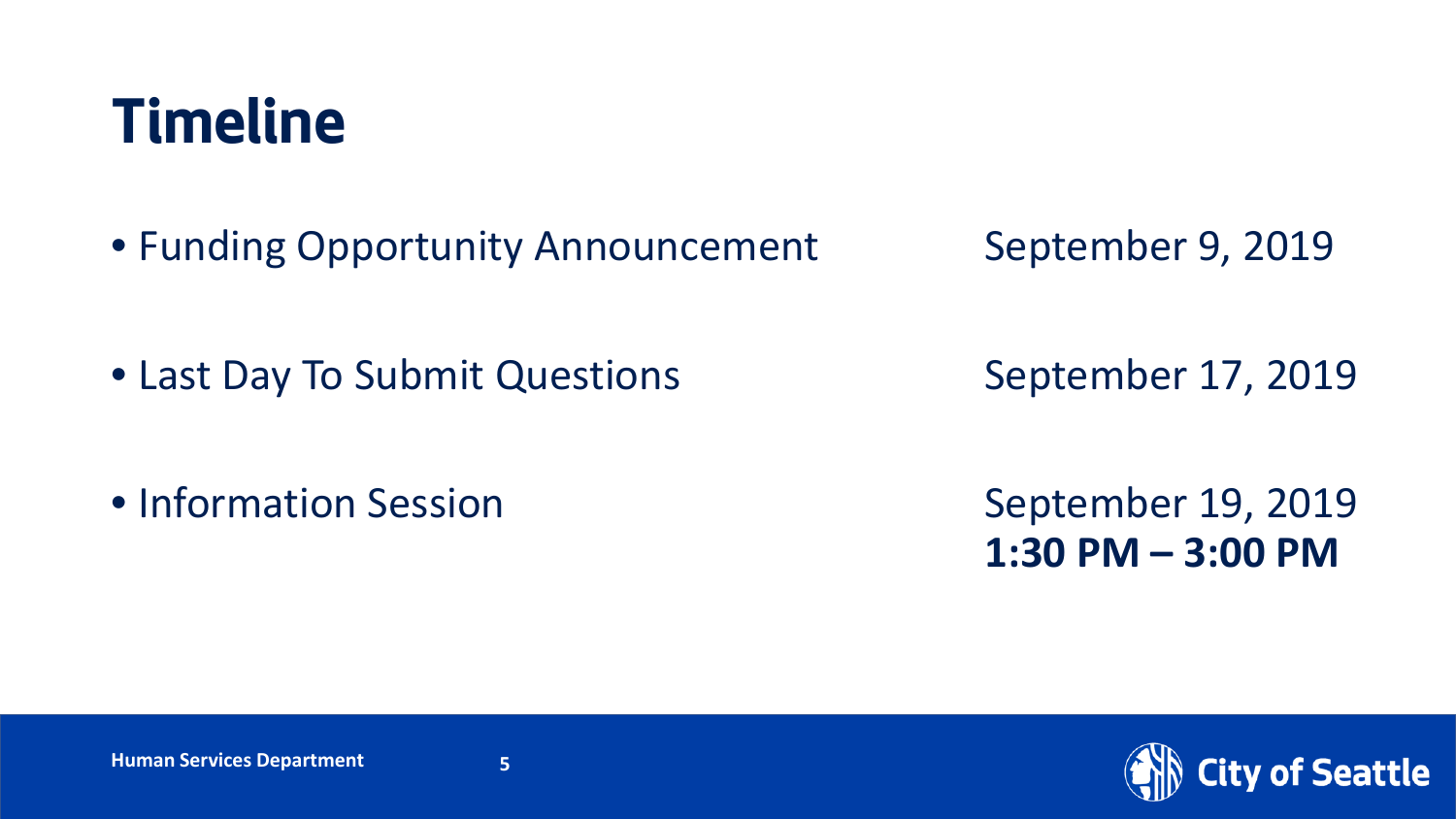# Timeline

- Funding Opportunity Announcement — September 9, 2019
- Last Day To Submit Questions — September 17, 2019
- Information Session — September 19, 2019 **1:30 PM – 3:00 PM**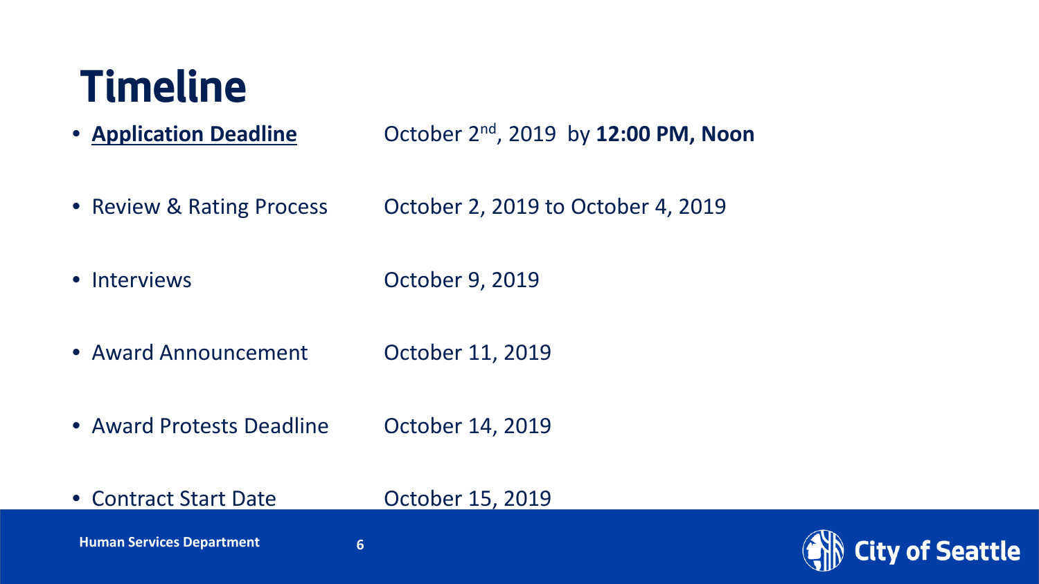# Timeline

- **Application Deadline** October 2nd, 2019 by **12:00 PM, Noon**
- Review & Rating Process October 2, 2019 to October 4, 2019
- Interviews October 9, 2019
- Award Announcement October 11, 2019
- Award Protests Deadline October 14, 2019
- Contract Start Date October 15, 2019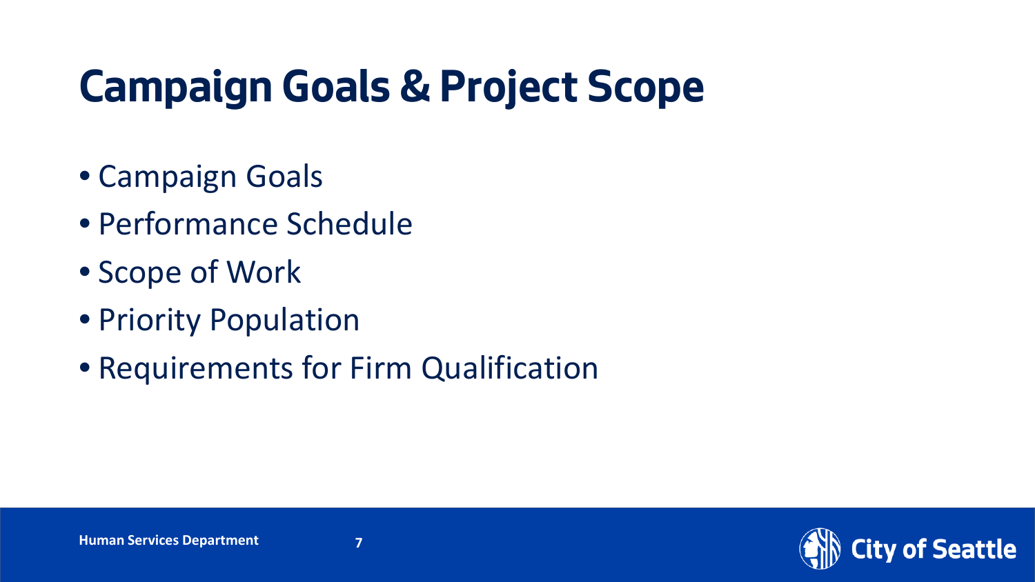# Campaign Goals & Project Scope

- Campaign Goals
- Performance Schedule
- Scope of Work
- Priority Population
- Requirements for Firm Qualification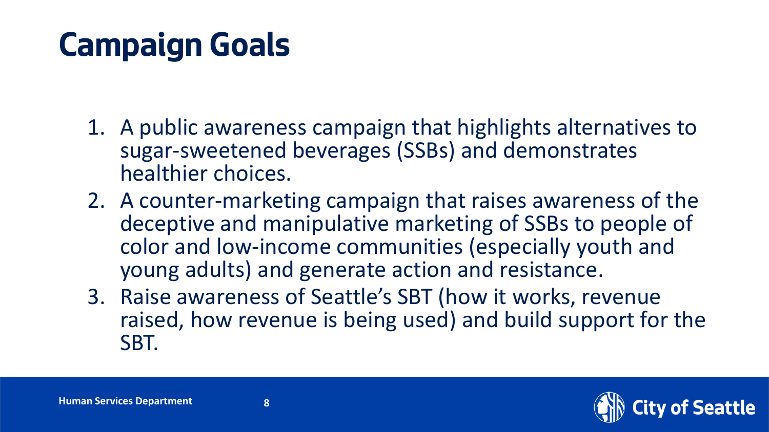# Campaign Goals

1. A public awareness campaign that highlights alternatives to sugar-sweetened beverages (SSBs) and demonstrates healthier choices.
2. A counter-marketing campaign that raises awareness of the deceptive and manipulative marketing of SSBs to people of color and low-income communities (especially youth and young adults) and generate action and resistance.
3. Raise awareness of Seattle's SBT (how it works, revenue raised, how revenue is being used) and build support for the SBT.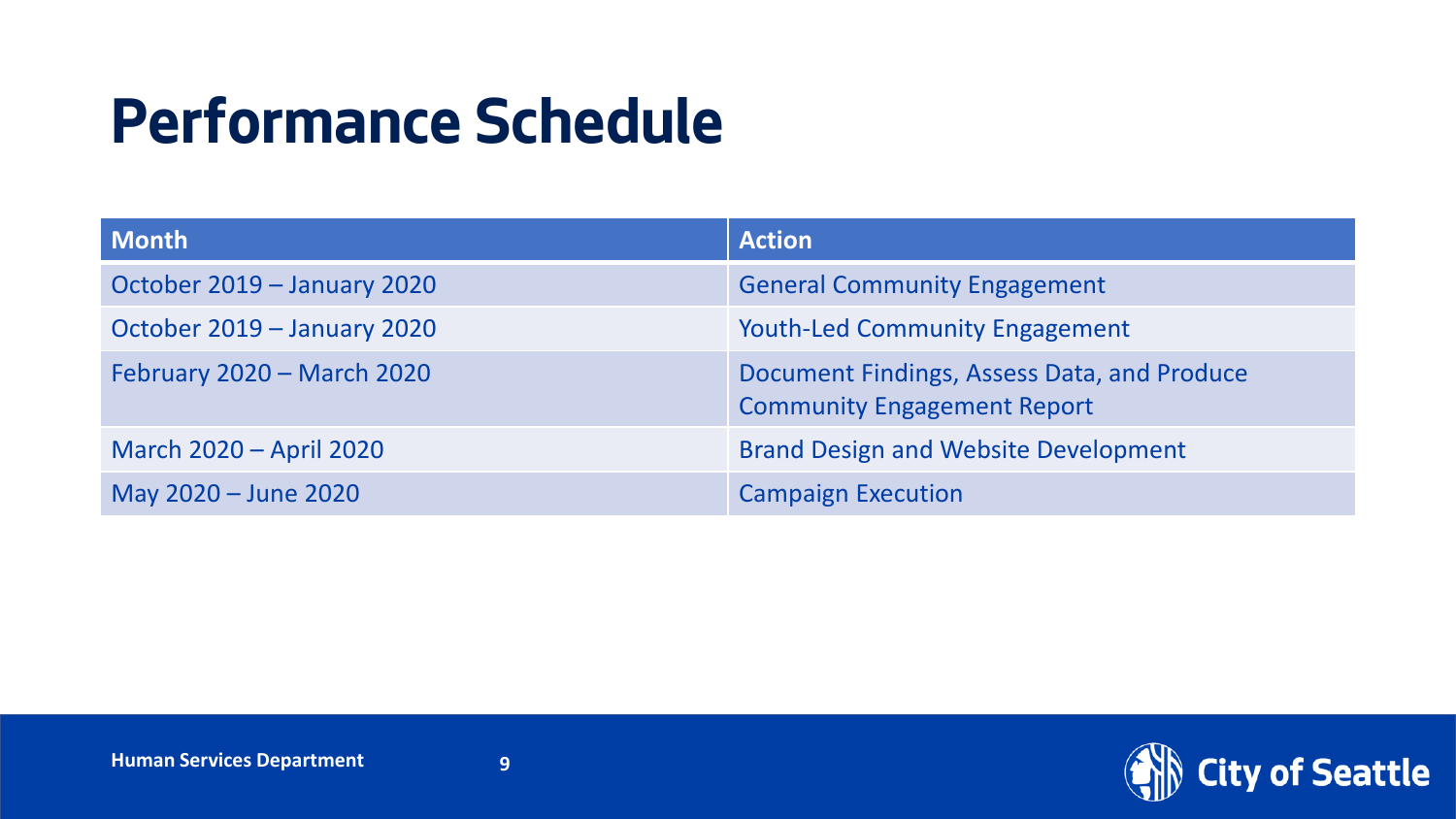# Performance Schedule

| Month | Action |
|---|---|
| October 2019 – January 2020 | General Community Engagement |
| October 2019 – January 2020 | Youth-Led Community Engagement |
| February 2020 – March 2020 | Document Findings, Assess Data, and Produce Community Engagement Report |
| March 2020 – April 2020 | Brand Design and Website Development |
| May 2020 – June 2020 | Campaign Execution |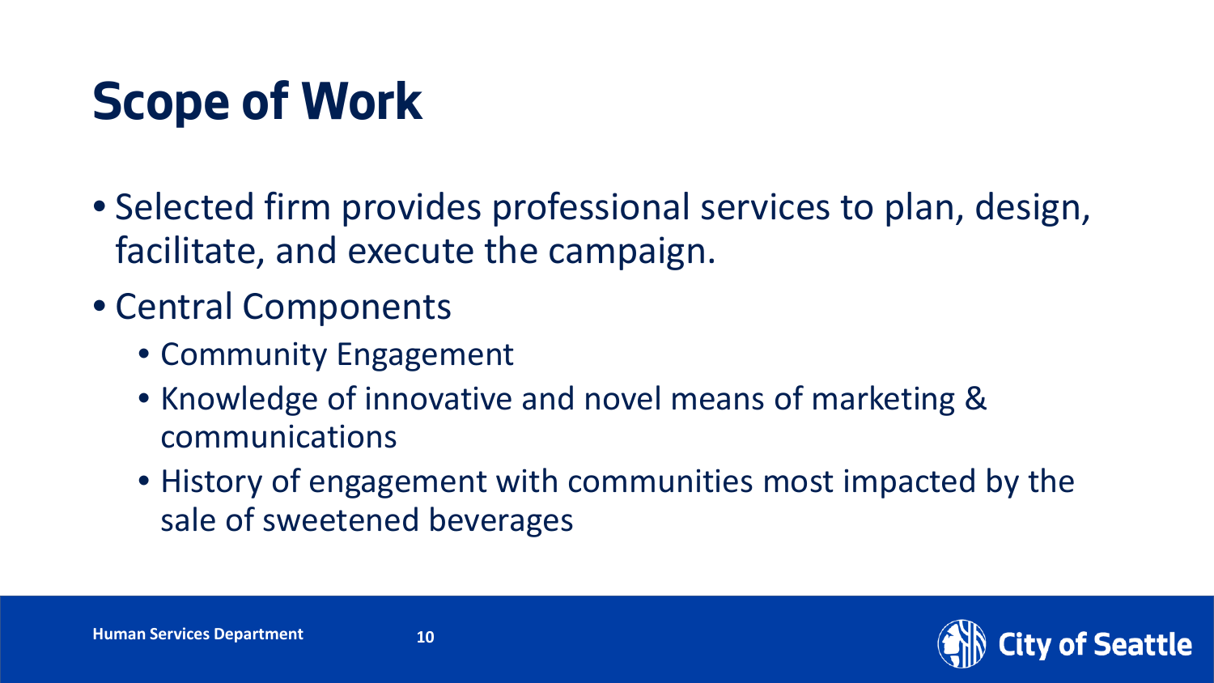# Scope of Work

- Selected firm provides professional services to plan, design, facilitate, and execute the campaign.
- Central Components
  - Community Engagement
  - Knowledge of innovative and novel means of marketing & communications
  - History of engagement with communities most impacted by the sale of sweetened beverages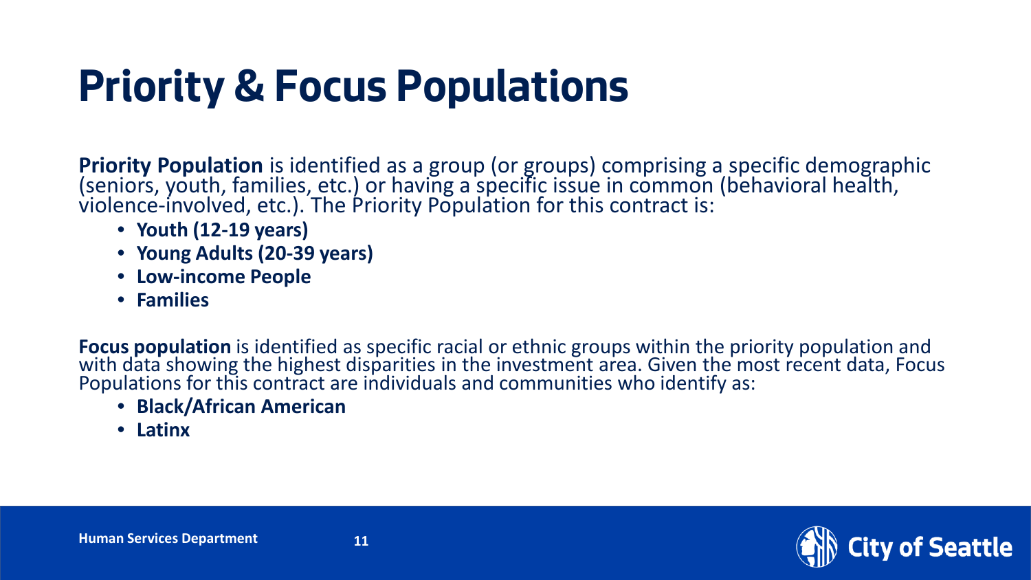# Priority & Focus Populations

**Priority Population** is identified as a group (or groups) comprising a specific demographic (seniors, youth, families, etc.) or having a specific issue in common (behavioral health, violence-involved, etc.). The Priority Population for this contract is:

- **Youth (12-19 years)**
- **Young Adults (20-39 years)**
- **Low-income People**
- **Families**

**Focus population** is identified as specific racial or ethnic groups within the priority population and with data showing the highest disparities in the investment area. Given the most recent data, Focus Populations for this contract are individuals and communities who identify as:

- **Black/African American**
- **Latinx**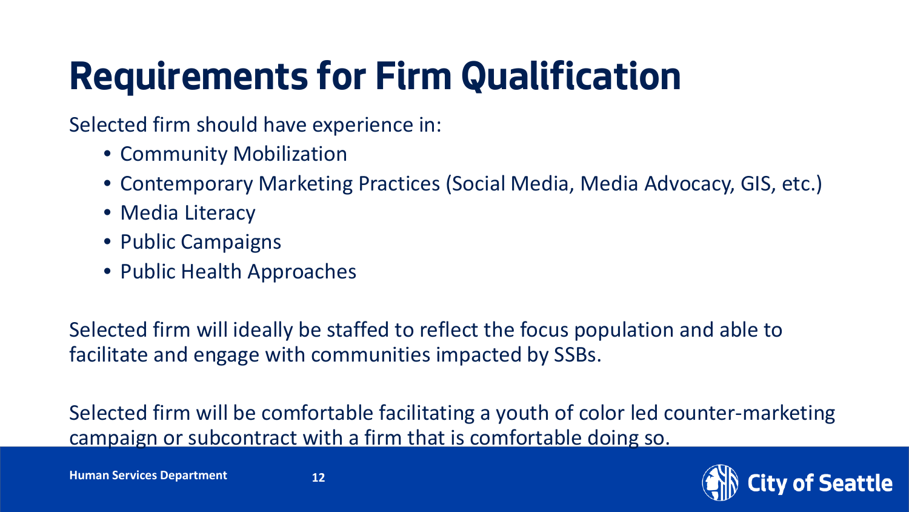# Requirements for Firm Qualification

Selected firm should have experience in:

- Community Mobilization
- Contemporary Marketing Practices (Social Media, Media Advocacy, GIS, etc.)
- Media Literacy
- Public Campaigns
- Public Health Approaches

Selected firm will ideally be staffed to reflect the focus population and able to facilitate and engage with communities impacted by SSBs.

Selected firm will be comfortable facilitating a youth of color led counter-marketing campaign or subcontract with a firm that is comfortable doing so.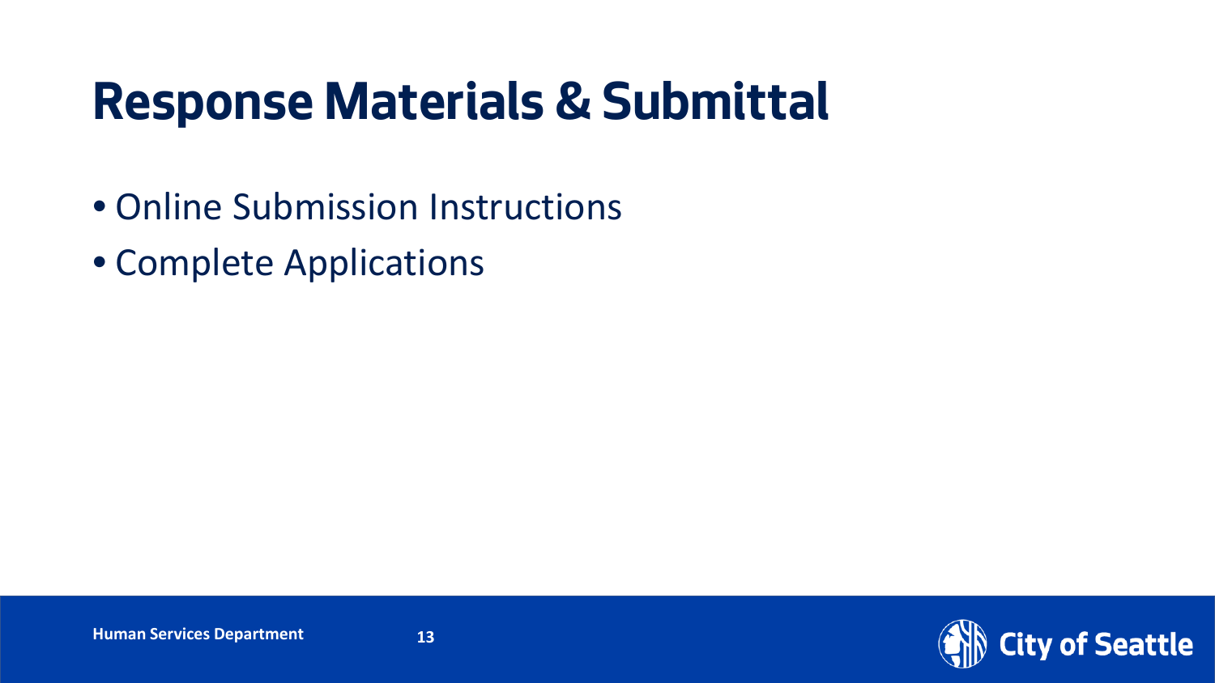# Response Materials & Submittal

- Online Submission Instructions
- Complete Applications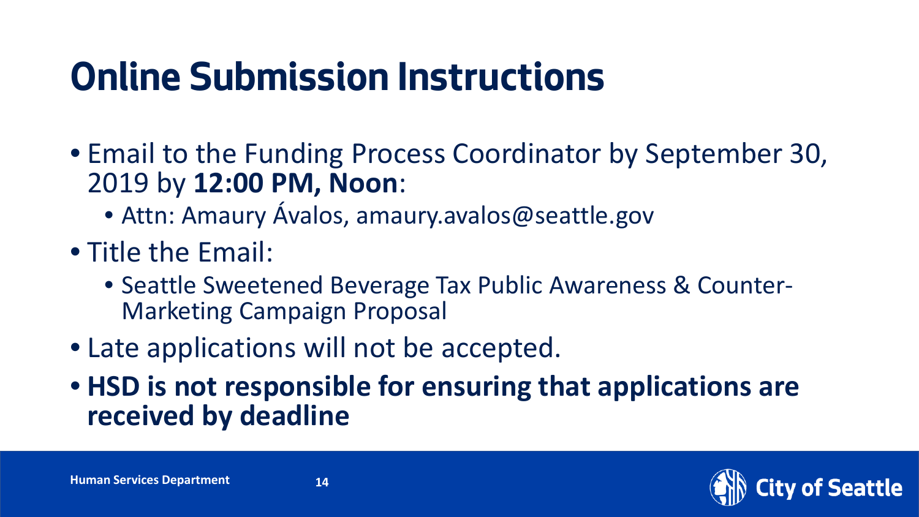# Online Submission Instructions

- Email to the Funding Process Coordinator by September 30, 2019 by **12:00 PM, Noon**:
  - Attn: Amaury Ávalos, amaury.avalos@seattle.gov
- Title the Email:
  - Seattle Sweetened Beverage Tax Public Awareness & Counter-Marketing Campaign Proposal
- Late applications will not be accepted.
- **HSD is not responsible for ensuring that applications are received by deadline**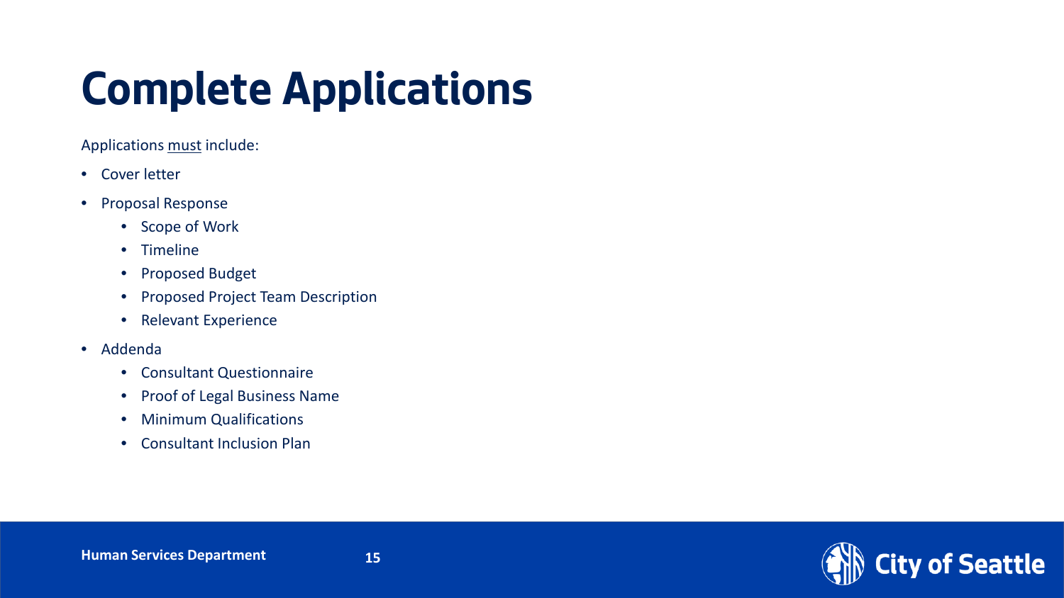# Complete Applications

Applications <u>must</u> include:

- Cover letter
- Proposal Response
  - Scope of Work
  - Timeline
  - Proposed Budget
  - Proposed Project Team Description
  - Relevant Experience
- Addenda
  - Consultant Questionnaire
  - Proof of Legal Business Name
  - Minimum Qualifications
  - Consultant Inclusion Plan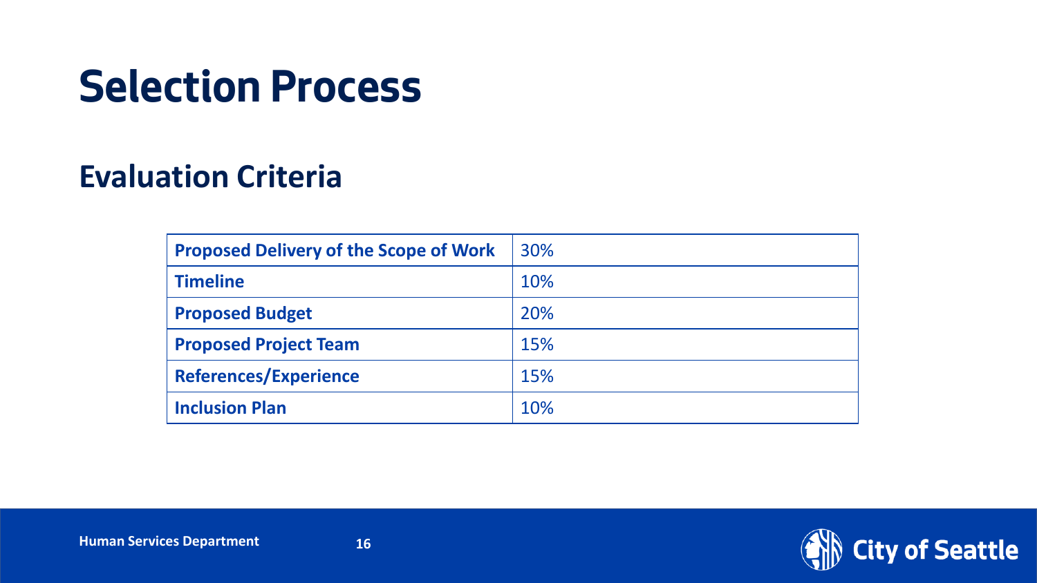# Selection Process

## Evaluation Criteria

| | |
|---|---|
| **Proposed Delivery of the Scope of Work** | 30% |
| **Timeline** | 10% |
| **Proposed Budget** | 20% |
| **Proposed Project Team** | 15% |
| **References/Experience** | 15% |
| **Inclusion Plan** | 10% |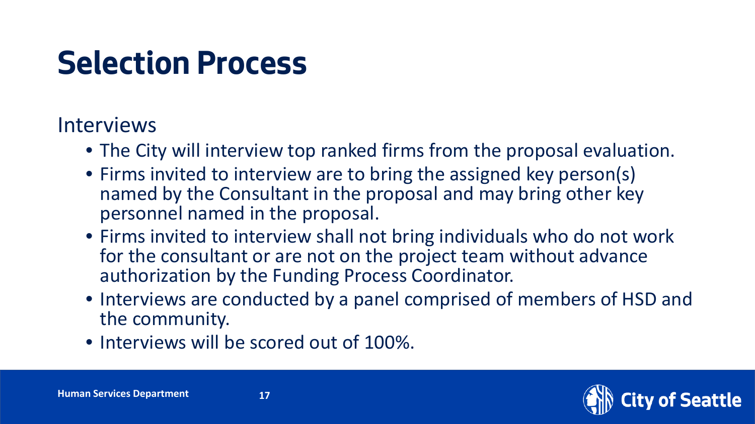# Selection Process

Interviews

- The City will interview top ranked firms from the proposal evaluation.
- Firms invited to interview are to bring the assigned key person(s) named by the Consultant in the proposal and may bring other key personnel named in the proposal.
- Firms invited to interview shall not bring individuals who do not work for the consultant or are not on the project team without advance authorization by the Funding Process Coordinator.
- Interviews are conducted by a panel comprised of members of HSD and the community.
- Interviews will be scored out of 100%.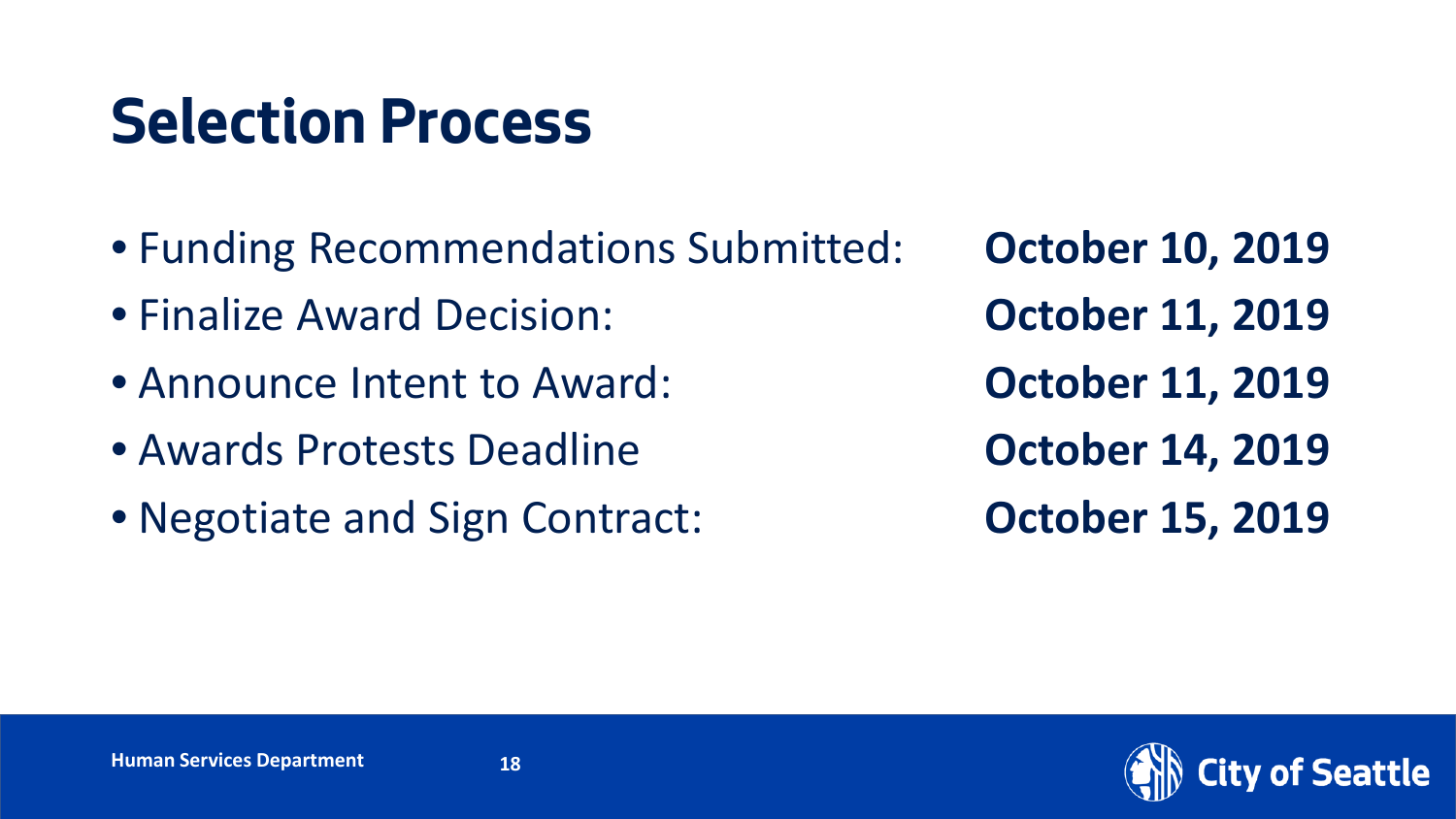# Selection Process

- Funding Recommendations Submitted: **October 10, 2019**
- Finalize Award Decision: **October 11, 2019**
- Announce Intent to Award: **October 11, 2019**
- Awards Protests Deadline **October 14, 2019**
- Negotiate and Sign Contract: **October 15, 2019**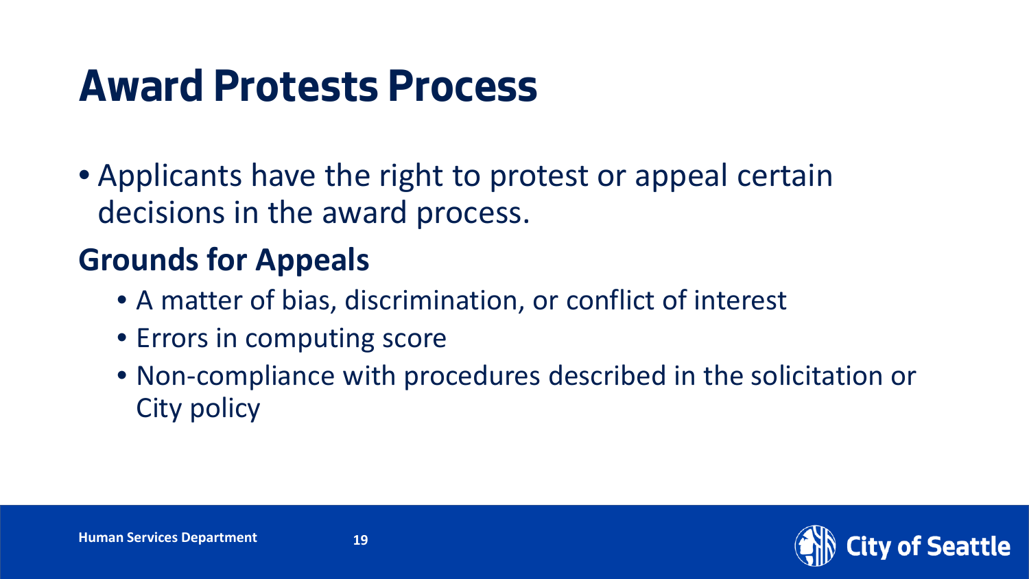# Award Protests Process

- Applicants have the right to protest or appeal certain decisions in the award process.

## Grounds for Appeals

- A matter of bias, discrimination, or conflict of interest
- Errors in computing score
- Non-compliance with procedures described in the solicitation or City policy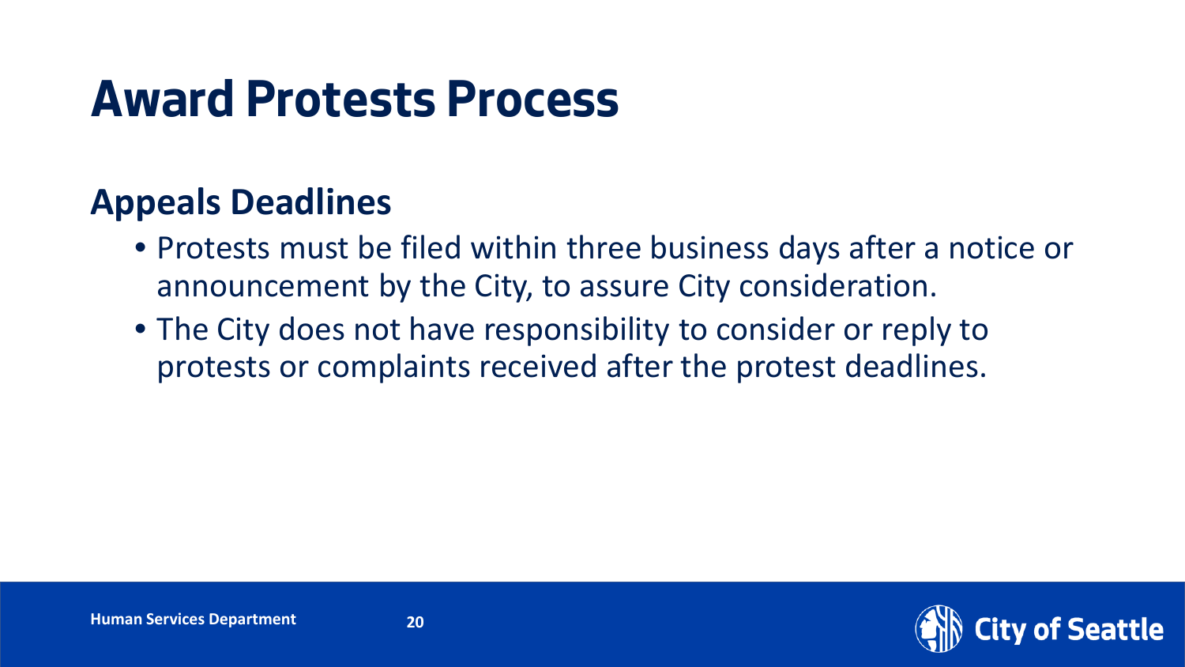# Award Protests Process

## Appeals Deadlines

- Protests must be filed within three business days after a notice or announcement by the City, to assure City consideration.
- The City does not have responsibility to consider or reply to protests or complaints received after the protest deadlines.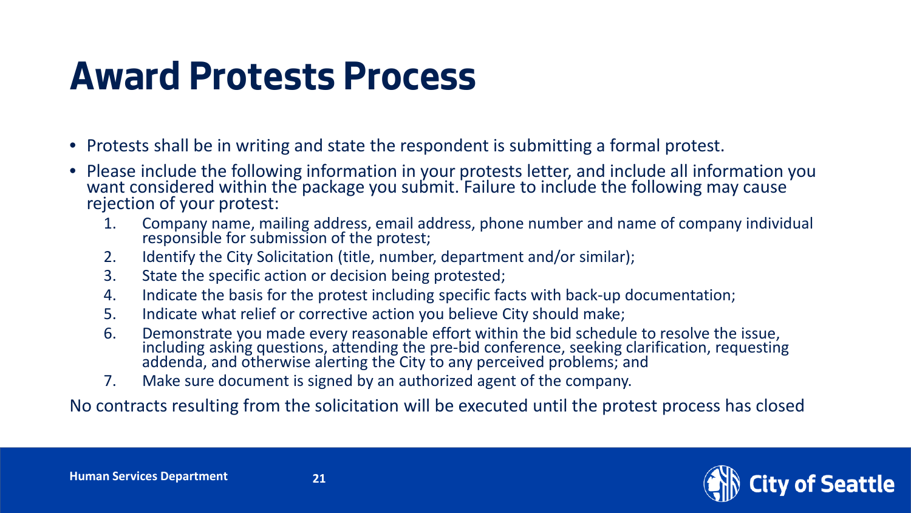# Award Protests Process

- Protests shall be in writing and state the respondent is submitting a formal protest.
- Please include the following information in your protests letter, and include all information you want considered within the package you submit. Failure to include the following may cause rejection of your protest:
    1. Company name, mailing address, email address, phone number and name of company individual responsible for submission of the protest;
    2. Identify the City Solicitation (title, number, department and/or similar);
    3. State the specific action or decision being protested;
    4. Indicate the basis for the protest including specific facts with back-up documentation;
    5. Indicate what relief or corrective action you believe City should make;
    6. Demonstrate you made every reasonable effort within the bid schedule to resolve the issue, including asking questions, attending the pre-bid conference, seeking clarification, requesting addenda, and otherwise alerting the City to any perceived problems; and
    7. Make sure document is signed by an authorized agent of the company.

No contracts resulting from the solicitation will be executed until the protest process has closed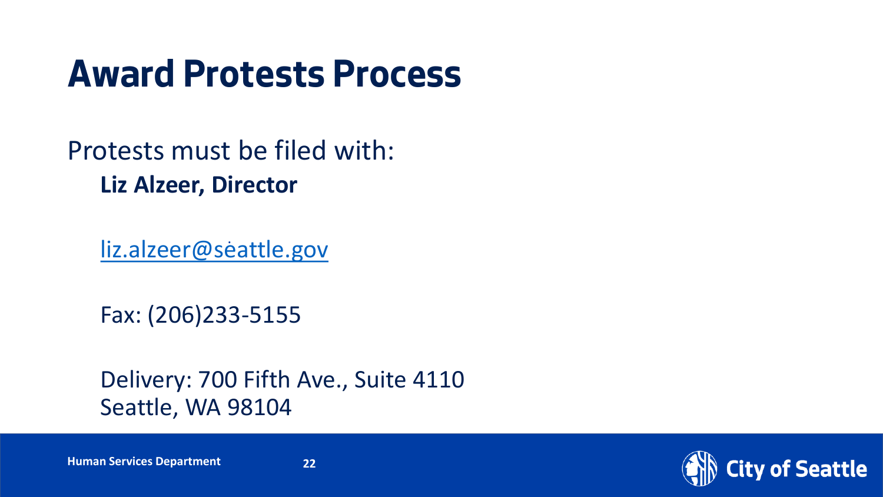# Award Protests Process

Protests must be filed with:

**Liz Alzeer, Director**

liz.alzeer@seattle.gov

Fax: (206)233-5155

Delivery: 700 Fifth Ave., Suite 4110
Seattle, WA 98104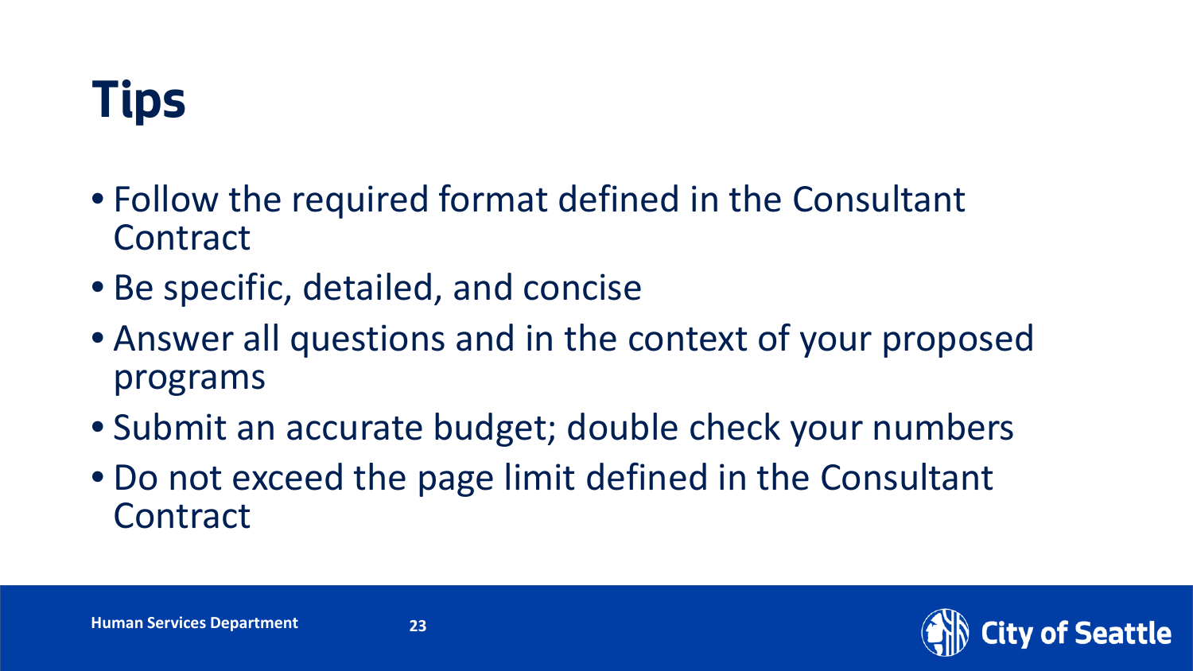# Tips

- Follow the required format defined in the Consultant Contract
- Be specific, detailed, and concise
- Answer all questions and in the context of your proposed programs
- Submit an accurate budget; double check your numbers
- Do not exceed the page limit defined in the Consultant Contract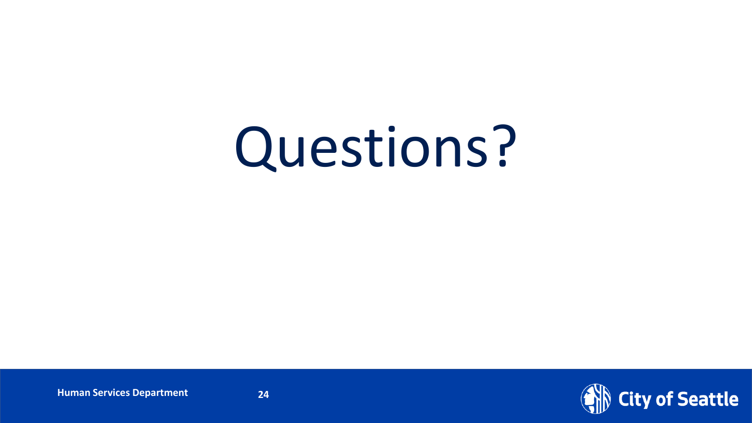# Questions?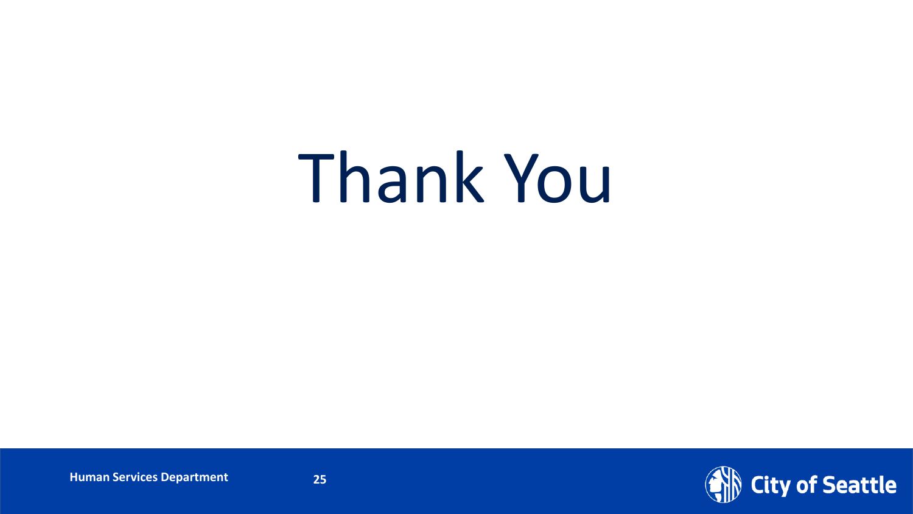# Thank You